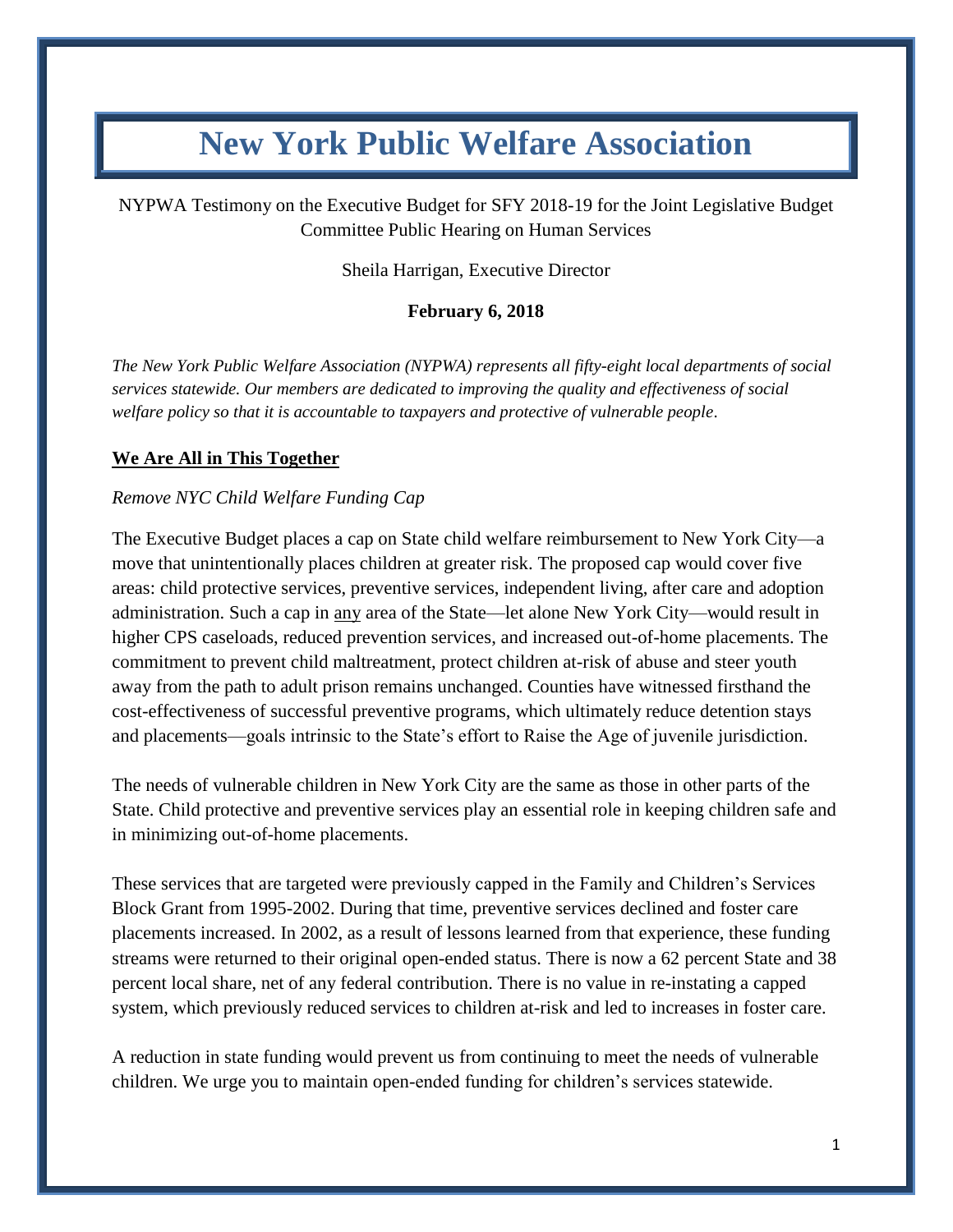# New York Public Welfare Association

NYPWA Testimony on the Executive Budget for SFY 2018-19 for the Joint Legislative Budget Committee Public Hearing on Human Services

Sheila Harrigan, Executive Director

**February 6, 2018**

*The New York Public Welfare Association (NYPWA) represents all fifty-eight local departments of social services statewide. Our members are dedicated to improving the quality and effectiveness of social welfare policy so that it is accountable to taxpayers and protective of vulnerable people.*

## We Are All in This Together

*Remove NYC Child Welfare Funding Cap*

The Executive Budget places a cap on State child welfare reimbursement to New York City—a move that unintentionally places children at greater risk. The proposed cap would cover five areas: child protective services, preventive services, independent living, after care and adoption administration. Such a cap in any area of the State—let alone New York City—would result in higher CPS caseloads, reduced prevention services, and increased out-of-home placements. The commitment to prevent child maltreatment, protect children at-risk of abuse and steer youth away from the path to adult prison remains unchanged. Counties have witnessed firsthand the cost-effectiveness of successful preventive programs, which ultimately reduce detention stays and placements—goals intrinsic to the State's effort to Raise the Age of juvenile jurisdiction.

The needs of vulnerable children in New York City are the same as those in other parts of the State. Child protective and preventive services play an essential role in keeping children safe and in minimizing out-of-home placements.

These services that are targeted were previously capped in the Family and Children's Services Block Grant from 1995-2002. During that time, preventive services declined and foster care placements increased. In 2002, as a result of lessons learned from that experience, these funding streams were returned to their original open-ended status. There is now a 62 percent State and 38 percent local share, net of any federal contribution. There is no value in re-instating a capped system, which previously reduced services to children at-risk and led to increases in foster care.

A reduction in state funding would prevent us from continuing to meet the needs of vulnerable children. We urge you to maintain open-ended funding for children's services statewide.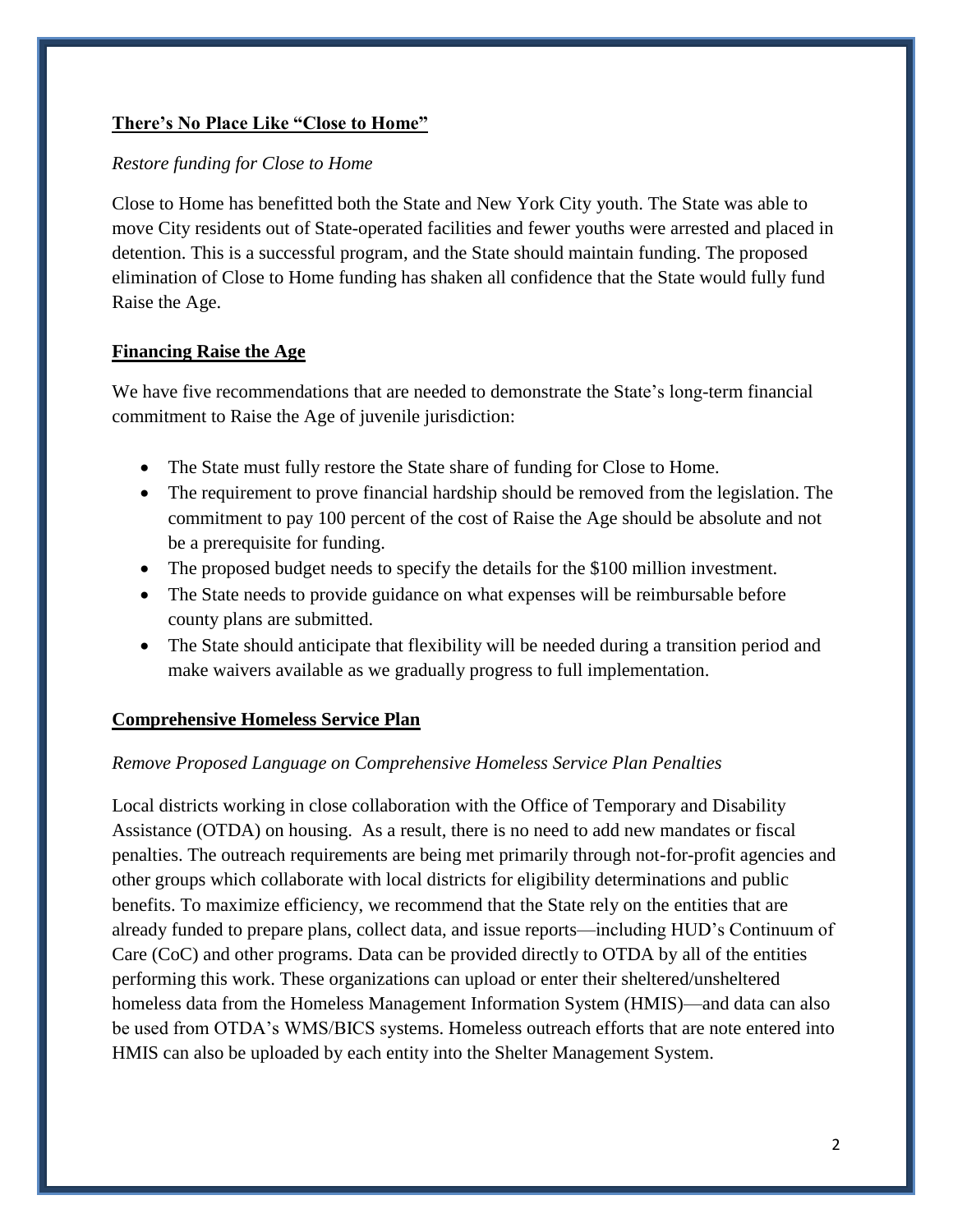## There's No Place Like "Close to Home"

*Restore funding for Close to Home*

Close to Home has benefitted both the State and New York City youth. The State was able to move City residents out of State-operated facilities and fewer youths were arrested and placed in detention. This is a successful program, and the State should maintain funding. The proposed elimination of Close to Home funding has shaken all confidence that the State would fully fund Raise the Age.

## Financing Raise the Age

We have five recommendations that are needed to demonstrate the State's long-term financial commitment to Raise the Age of juvenile jurisdiction:

- The State must fully restore the State share of funding for Close to Home.
- The requirement to prove financial hardship should be removed from the legislation. The commitment to pay 100 percent of the cost of Raise the Age should be absolute and not be a prerequisite for funding.
- The proposed budget needs to specify the details for the $100 million investment.
- The State needs to provide guidance on what expenses will be reimbursable before county plans are submitted.
- The State should anticipate that flexibility will be needed during a transition period and make waivers available as we gradually progress to full implementation.

## Comprehensive Homeless Service Plan

*Remove Proposed Language on Comprehensive Homeless Service Plan Penalties*

Local districts working in close collaboration with the Office of Temporary and Disability Assistance (OTDA) on housing. As a result, there is no need to add new mandates or fiscal penalties. The outreach requirements are being met primarily through not-for-profit agencies and other groups which collaborate with local districts for eligibility determinations and public benefits. To maximize efficiency, we recommend that the State rely on the entities that are already funded to prepare plans, collect data, and issue reports—including HUD's Continuum of Care (CoC) and other programs. Data can be provided directly to OTDA by all of the entities performing this work. These organizations can upload or enter their sheltered/unsheltered homeless data from the Homeless Management Information System (HMIS)—and data can also be used from OTDA's WMS/BICS systems. Homeless outreach efforts that are note entered into HMIS can also be uploaded by each entity into the Shelter Management System.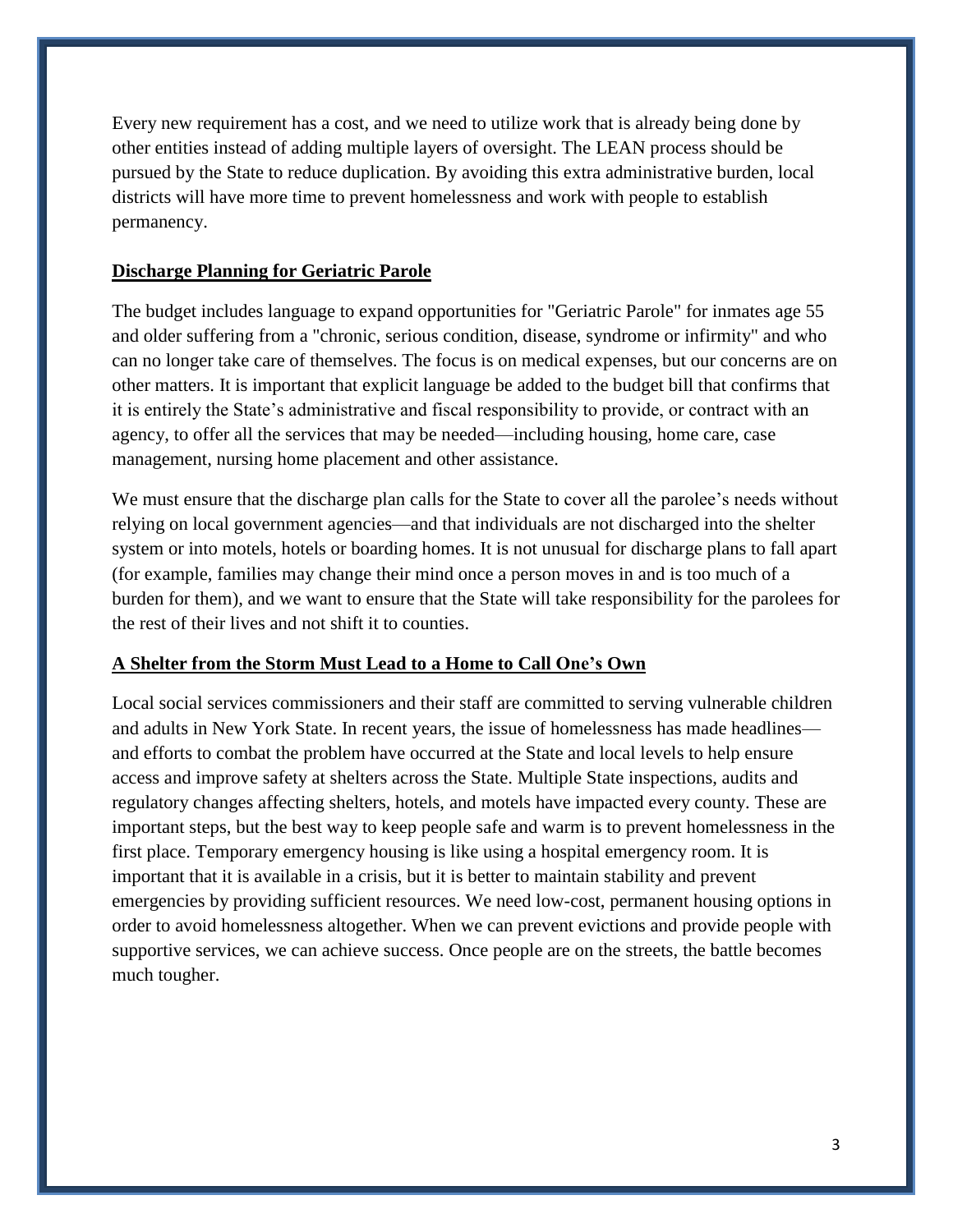Every new requirement has a cost, and we need to utilize work that is already being done by other entities instead of adding multiple layers of oversight. The LEAN process should be pursued by the State to reduce duplication. By avoiding this extra administrative burden, local districts will have more time to prevent homelessness and work with people to establish permanency.

## Discharge Planning for Geriatric Parole

The budget includes language to expand opportunities for "Geriatric Parole" for inmates age 55 and older suffering from a "chronic, serious condition, disease, syndrome or infirmity" and who can no longer take care of themselves. The focus is on medical expenses, but our concerns are on other matters. It is important that explicit language be added to the budget bill that confirms that it is entirely the State's administrative and fiscal responsibility to provide, or contract with an agency, to offer all the services that may be needed—including housing, home care, case management, nursing home placement and other assistance.

We must ensure that the discharge plan calls for the State to cover all the parolee's needs without relying on local government agencies—and that individuals are not discharged into the shelter system or into motels, hotels or boarding homes. It is not unusual for discharge plans to fall apart (for example, families may change their mind once a person moves in and is too much of a burden for them), and we want to ensure that the State will take responsibility for the parolees for the rest of their lives and not shift it to counties.

## A Shelter from the Storm Must Lead to a Home to Call One's Own

Local social services commissioners and their staff are committed to serving vulnerable children and adults in New York State. In recent years, the issue of homelessness has made headlines—and efforts to combat the problem have occurred at the State and local levels to help ensure access and improve safety at shelters across the State. Multiple State inspections, audits and regulatory changes affecting shelters, hotels, and motels have impacted every county. These are important steps, but the best way to keep people safe and warm is to prevent homelessness in the first place. Temporary emergency housing is like using a hospital emergency room. It is important that it is available in a crisis, but it is better to maintain stability and prevent emergencies by providing sufficient resources. We need low-cost, permanent housing options in order to avoid homelessness altogether. When we can prevent evictions and provide people with supportive services, we can achieve success. Once people are on the streets, the battle becomes much tougher.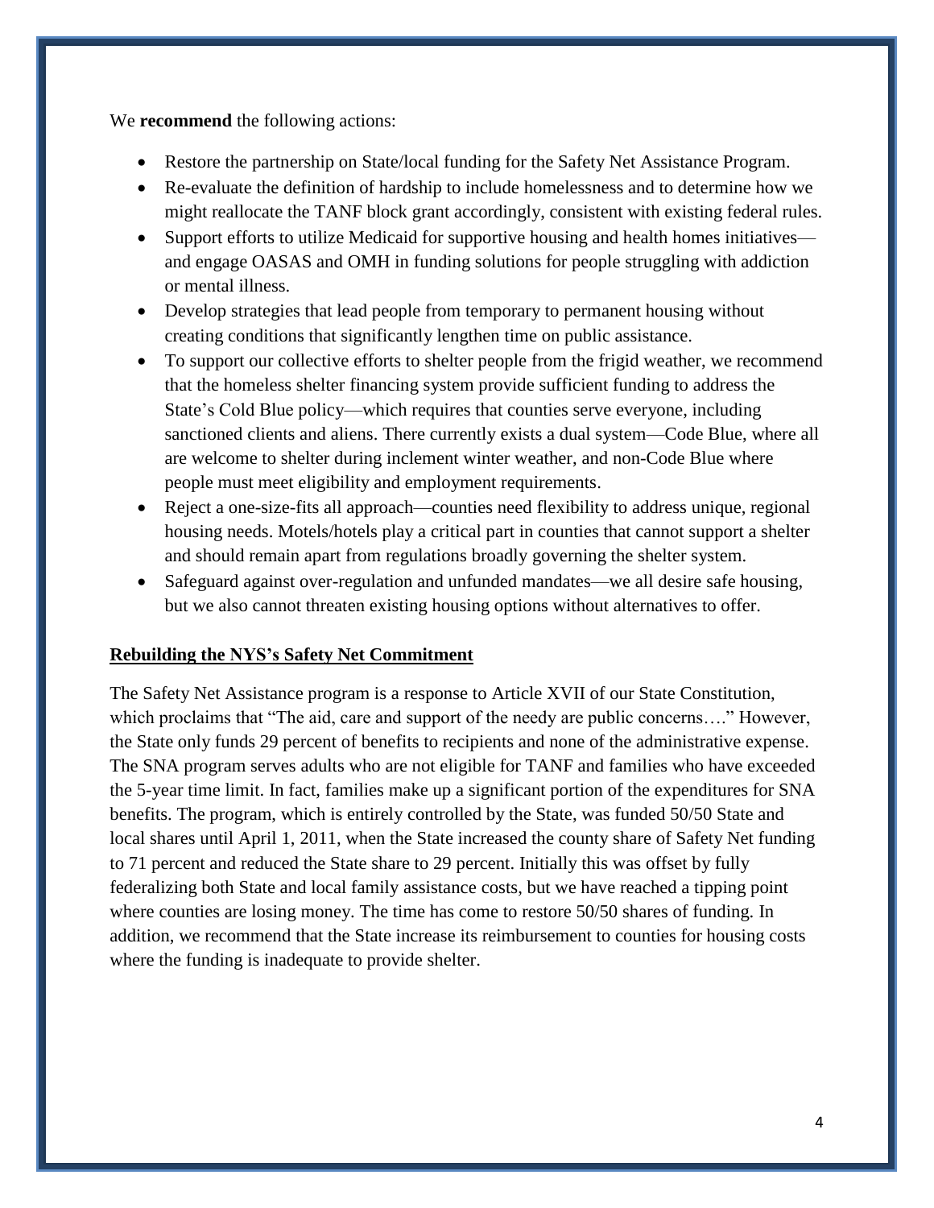We **recommend** the following actions:

- Restore the partnership on State/local funding for the Safety Net Assistance Program.
- Re-evaluate the definition of hardship to include homelessness and to determine how we might reallocate the TANF block grant accordingly, consistent with existing federal rules.
- Support efforts to utilize Medicaid for supportive housing and health homes initiatives—and engage OASAS and OMH in funding solutions for people struggling with addiction or mental illness.
- Develop strategies that lead people from temporary to permanent housing without creating conditions that significantly lengthen time on public assistance.
- To support our collective efforts to shelter people from the frigid weather, we recommend that the homeless shelter financing system provide sufficient funding to address the State's Cold Blue policy—which requires that counties serve everyone, including sanctioned clients and aliens. There currently exists a dual system—Code Blue, where all are welcome to shelter during inclement winter weather, and non-Code Blue where people must meet eligibility and employment requirements.
- Reject a one-size-fits all approach—counties need flexibility to address unique, regional housing needs. Motels/hotels play a critical part in counties that cannot support a shelter and should remain apart from regulations broadly governing the shelter system.
- Safeguard against over-regulation and unfunded mandates—we all desire safe housing, but we also cannot threaten existing housing options without alternatives to offer.

## Rebuilding the NYS's Safety Net Commitment

The Safety Net Assistance program is a response to Article XVII of our State Constitution, which proclaims that "The aid, care and support of the needy are public concerns…." However, the State only funds 29 percent of benefits to recipients and none of the administrative expense. The SNA program serves adults who are not eligible for TANF and families who have exceeded the 5-year time limit. In fact, families make up a significant portion of the expenditures for SNA benefits. The program, which is entirely controlled by the State, was funded 50/50 State and local shares until April 1, 2011, when the State increased the county share of Safety Net funding to 71 percent and reduced the State share to 29 percent. Initially this was offset by fully federalizing both State and local family assistance costs, but we have reached a tipping point where counties are losing money. The time has come to restore 50/50 shares of funding. In addition, we recommend that the State increase its reimbursement to counties for housing costs where the funding is inadequate to provide shelter.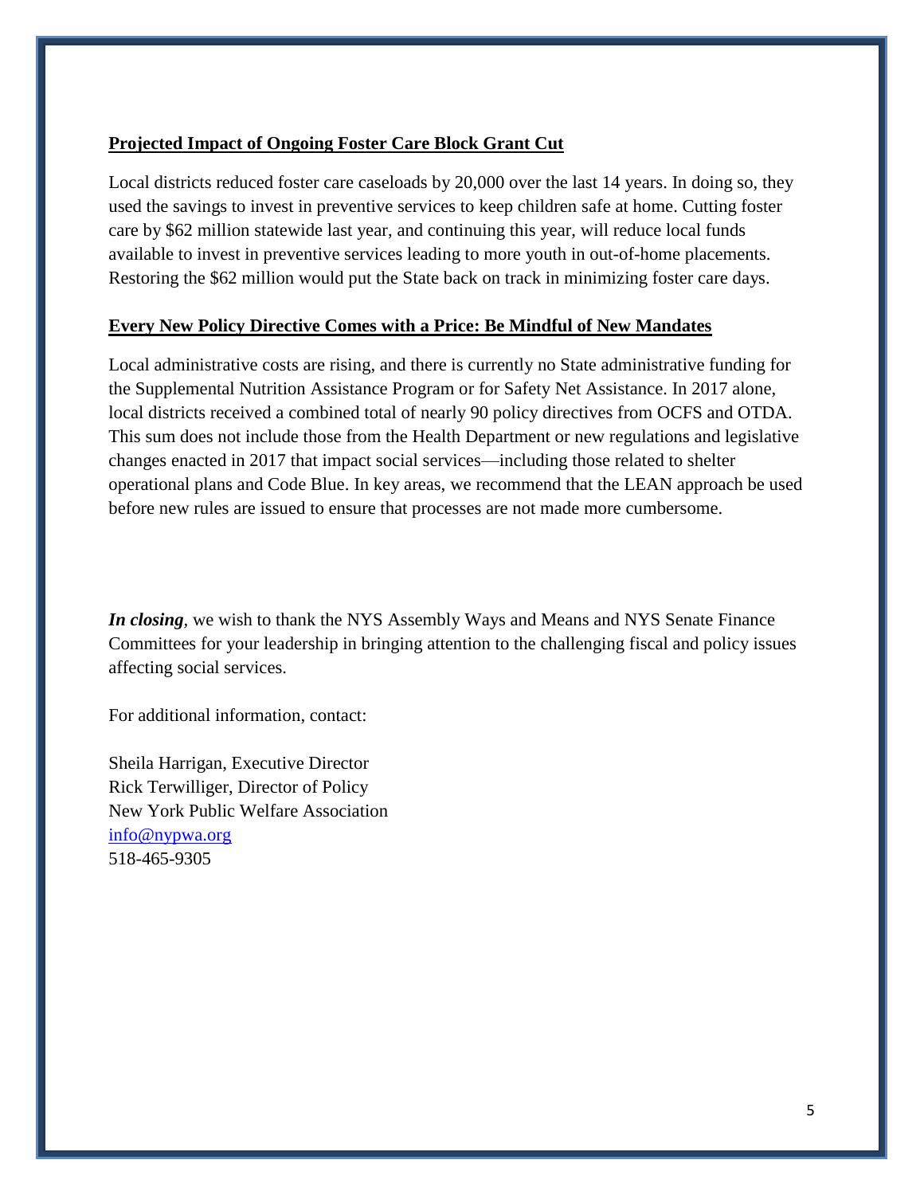**Projected Impact of Ongoing Foster Care Block Grant Cut**

Local districts reduced foster care caseloads by 20,000 over the last 14 years. In doing so, they used the savings to invest in preventive services to keep children safe at home. Cutting foster care by $62 million statewide last year, and continuing this year, will reduce local funds available to invest in preventive services leading to more youth in out-of-home placements. Restoring the $62 million would put the State back on track in minimizing foster care days.

**Every New Policy Directive Comes with a Price: Be Mindful of New Mandates**

Local administrative costs are rising, and there is currently no State administrative funding for the Supplemental Nutrition Assistance Program or for Safety Net Assistance. In 2017 alone, local districts received a combined total of nearly 90 policy directives from OCFS and OTDA. This sum does not include those from the Health Department or new regulations and legislative changes enacted in 2017 that impact social services—including those related to shelter operational plans and Code Blue. In key areas, we recommend that the LEAN approach be used before new rules are issued to ensure that processes are not made more cumbersome.

***In closing***, we wish to thank the NYS Assembly Ways and Means and NYS Senate Finance Committees for your leadership in bringing attention to the challenging fiscal and policy issues affecting social services.

For additional information, contact:

Sheila Harrigan, Executive Director
Rick Terwilliger, Director of Policy
New York Public Welfare Association
info@nypwa.org
518-465-9305